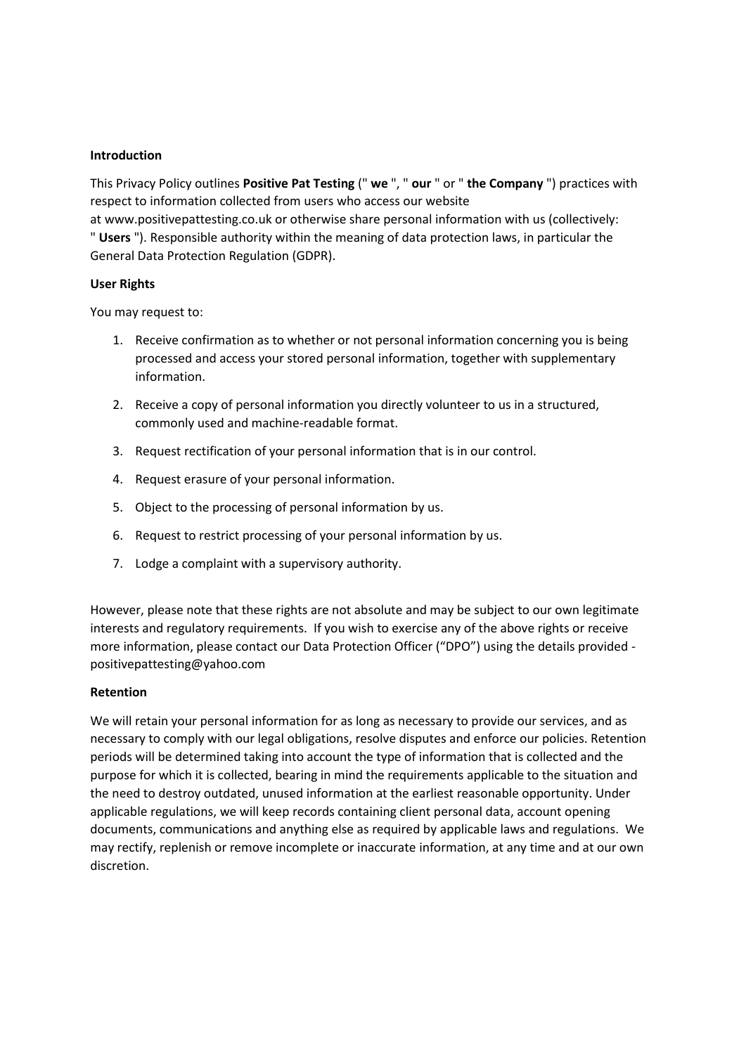**Introduction**

This Privacy Policy outlines **Positive Pat Testing** (" **we** ", " **our** " or " **the Company** ") practices with respect to information collected from users who access our website at www.positivepattesting.co.uk or otherwise share personal information with us (collectively: " **Users** "). Responsible authority within the meaning of data protection laws, in particular the General Data Protection Regulation (GDPR).

**User Rights**

You may request to:

1. Receive confirmation as to whether or not personal information concerning you is being processed and access your stored personal information, together with supplementary information.
2. Receive a copy of personal information you directly volunteer to us in a structured, commonly used and machine-readable format.
3. Request rectification of your personal information that is in our control.
4. Request erasure of your personal information.
5. Object to the processing of personal information by us.
6. Request to restrict processing of your personal information by us.
7. Lodge a complaint with a supervisory authority.

However, please note that these rights are not absolute and may be subject to our own legitimate interests and regulatory requirements. If you wish to exercise any of the above rights or receive more information, please contact our Data Protection Officer ("DPO") using the details provided - positivepattesting@yahoo.com

**Retention**

We will retain your personal information for as long as necessary to provide our services, and as necessary to comply with our legal obligations, resolve disputes and enforce our policies. Retention periods will be determined taking into account the type of information that is collected and the purpose for which it is collected, bearing in mind the requirements applicable to the situation and the need to destroy outdated, unused information at the earliest reasonable opportunity. Under applicable regulations, we will keep records containing client personal data, account opening documents, communications and anything else as required by applicable laws and regulations. We may rectify, replenish or remove incomplete or inaccurate information, at any time and at our own discretion.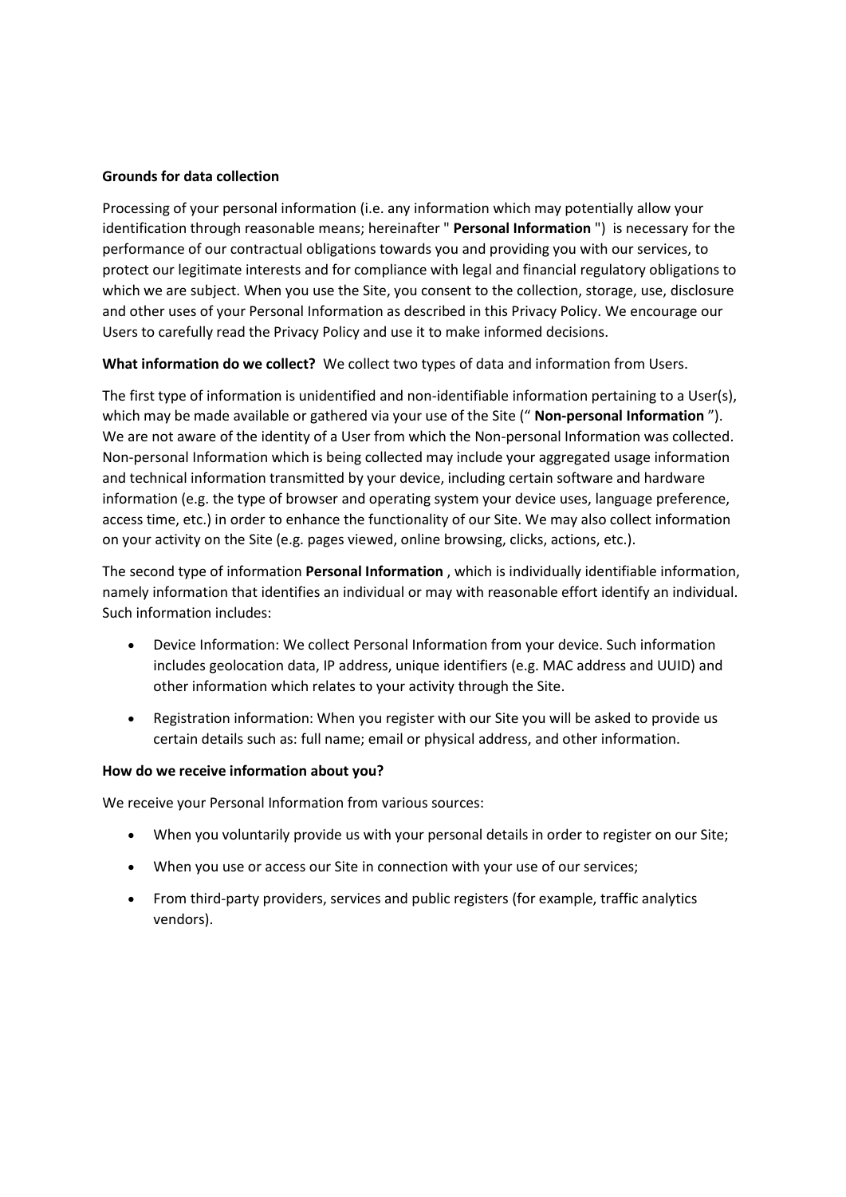**Grounds for data collection**

Processing of your personal information (i.e. any information which may potentially allow your identification through reasonable means; hereinafter " **Personal Information** ") is necessary for the performance of our contractual obligations towards you and providing you with our services, to protect our legitimate interests and for compliance with legal and financial regulatory obligations to which we are subject. When you use the Site, you consent to the collection, storage, use, disclosure and other uses of your Personal Information as described in this Privacy Policy. We encourage our Users to carefully read the Privacy Policy and use it to make informed decisions.

**What information do we collect?** We collect two types of data and information from Users.

The first type of information is unidentified and non-identifiable information pertaining to a User(s), which may be made available or gathered via your use of the Site (" **Non-personal Information** "). We are not aware of the identity of a User from which the Non-personal Information was collected. Non-personal Information which is being collected may include your aggregated usage information and technical information transmitted by your device, including certain software and hardware information (e.g. the type of browser and operating system your device uses, language preference, access time, etc.) in order to enhance the functionality of our Site. We may also collect information on your activity on the Site (e.g. pages viewed, online browsing, clicks, actions, etc.).

The second type of information **Personal Information** , which is individually identifiable information, namely information that identifies an individual or may with reasonable effort identify an individual. Such information includes:

- Device Information: We collect Personal Information from your device. Such information includes geolocation data, IP address, unique identifiers (e.g. MAC address and UUID) and other information which relates to your activity through the Site.
- Registration information: When you register with our Site you will be asked to provide us certain details such as: full name; email or physical address, and other information.

**How do we receive information about you?**

We receive your Personal Information from various sources:

- When you voluntarily provide us with your personal details in order to register on our Site;
- When you use or access our Site in connection with your use of our services;
- From third-party providers, services and public registers (for example, traffic analytics vendors).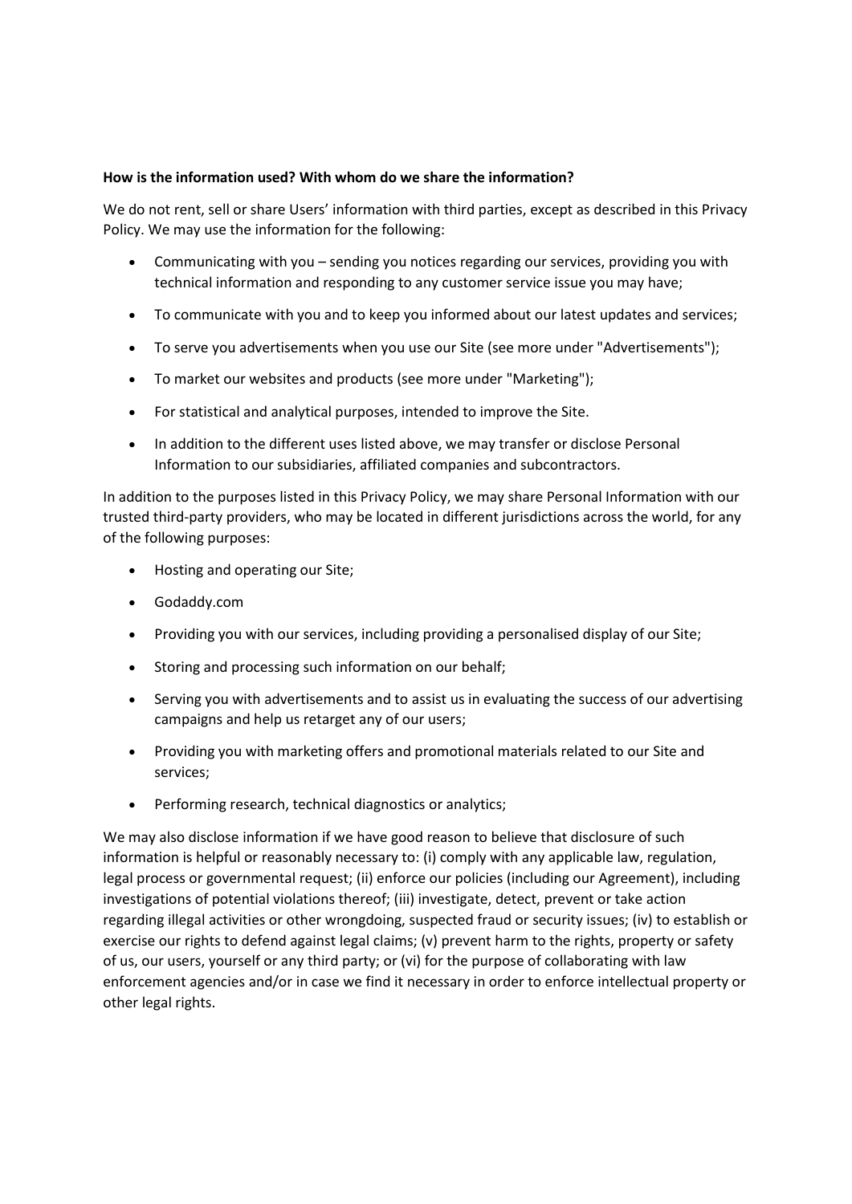**How is the information used? With whom do we share the information?**

We do not rent, sell or share Users' information with third parties, except as described in this Privacy Policy. We may use the information for the following:

- Communicating with you – sending you notices regarding our services, providing you with technical information and responding to any customer service issue you may have;
- To communicate with you and to keep you informed about our latest updates and services;
- To serve you advertisements when you use our Site (see more under "Advertisements");
- To market our websites and products (see more under "Marketing");
- For statistical and analytical purposes, intended to improve the Site.
- In addition to the different uses listed above, we may transfer or disclose Personal Information to our subsidiaries, affiliated companies and subcontractors.

In addition to the purposes listed in this Privacy Policy, we may share Personal Information with our trusted third-party providers, who may be located in different jurisdictions across the world, for any of the following purposes:

- Hosting and operating our Site;
- Godaddy.com
- Providing you with our services, including providing a personalised display of our Site;
- Storing and processing such information on our behalf;
- Serving you with advertisements and to assist us in evaluating the success of our advertising campaigns and help us retarget any of our users;
- Providing you with marketing offers and promotional materials related to our Site and services;
- Performing research, technical diagnostics or analytics;

We may also disclose information if we have good reason to believe that disclosure of such information is helpful or reasonably necessary to: (i) comply with any applicable law, regulation, legal process or governmental request; (ii) enforce our policies (including our Agreement), including investigations of potential violations thereof; (iii) investigate, detect, prevent or take action regarding illegal activities or other wrongdoing, suspected fraud or security issues; (iv) to establish or exercise our rights to defend against legal claims; (v) prevent harm to the rights, property or safety of us, our users, yourself or any third party; or (vi) for the purpose of collaborating with law enforcement agencies and/or in case we find it necessary in order to enforce intellectual property or other legal rights.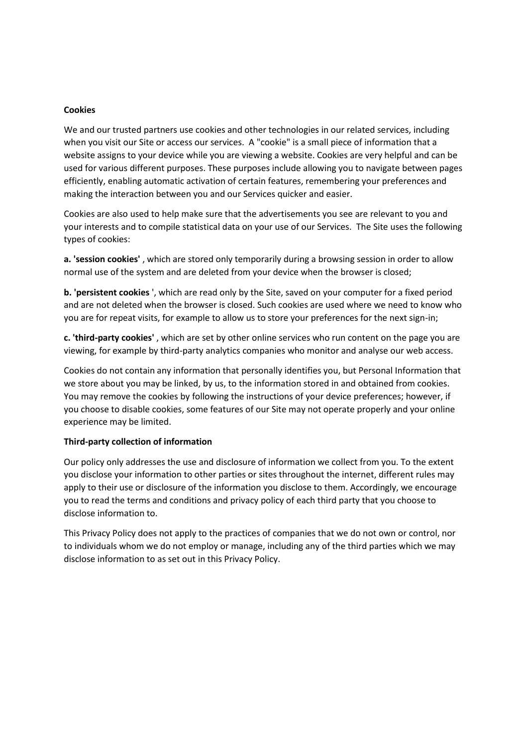**Cookies**

We and our trusted partners use cookies and other technologies in our related services, including when you visit our Site or access our services. A "cookie" is a small piece of information that a website assigns to your device while you are viewing a website. Cookies are very helpful and can be used for various different purposes. These purposes include allowing you to navigate between pages efficiently, enabling automatic activation of certain features, remembering your preferences and making the interaction between you and our Services quicker and easier.

Cookies are also used to help make sure that the advertisements you see are relevant to you and your interests and to compile statistical data on your use of our Services. The Site uses the following types of cookies:

**a. 'session cookies'** , which are stored only temporarily during a browsing session in order to allow normal use of the system and are deleted from your device when the browser is closed;

**b. 'persistent cookies** ', which are read only by the Site, saved on your computer for a fixed period and are not deleted when the browser is closed. Such cookies are used where we need to know who you are for repeat visits, for example to allow us to store your preferences for the next sign-in;

**c. 'third-party cookies'** , which are set by other online services who run content on the page you are viewing, for example by third-party analytics companies who monitor and analyse our web access.

Cookies do not contain any information that personally identifies you, but Personal Information that we store about you may be linked, by us, to the information stored in and obtained from cookies. You may remove the cookies by following the instructions of your device preferences; however, if you choose to disable cookies, some features of our Site may not operate properly and your online experience may be limited.

**Third-party collection of information**

Our policy only addresses the use and disclosure of information we collect from you. To the extent you disclose your information to other parties or sites throughout the internet, different rules may apply to their use or disclosure of the information you disclose to them. Accordingly, we encourage you to read the terms and conditions and privacy policy of each third party that you choose to disclose information to.

This Privacy Policy does not apply to the practices of companies that we do not own or control, nor to individuals whom we do not employ or manage, including any of the third parties which we may disclose information to as set out in this Privacy Policy.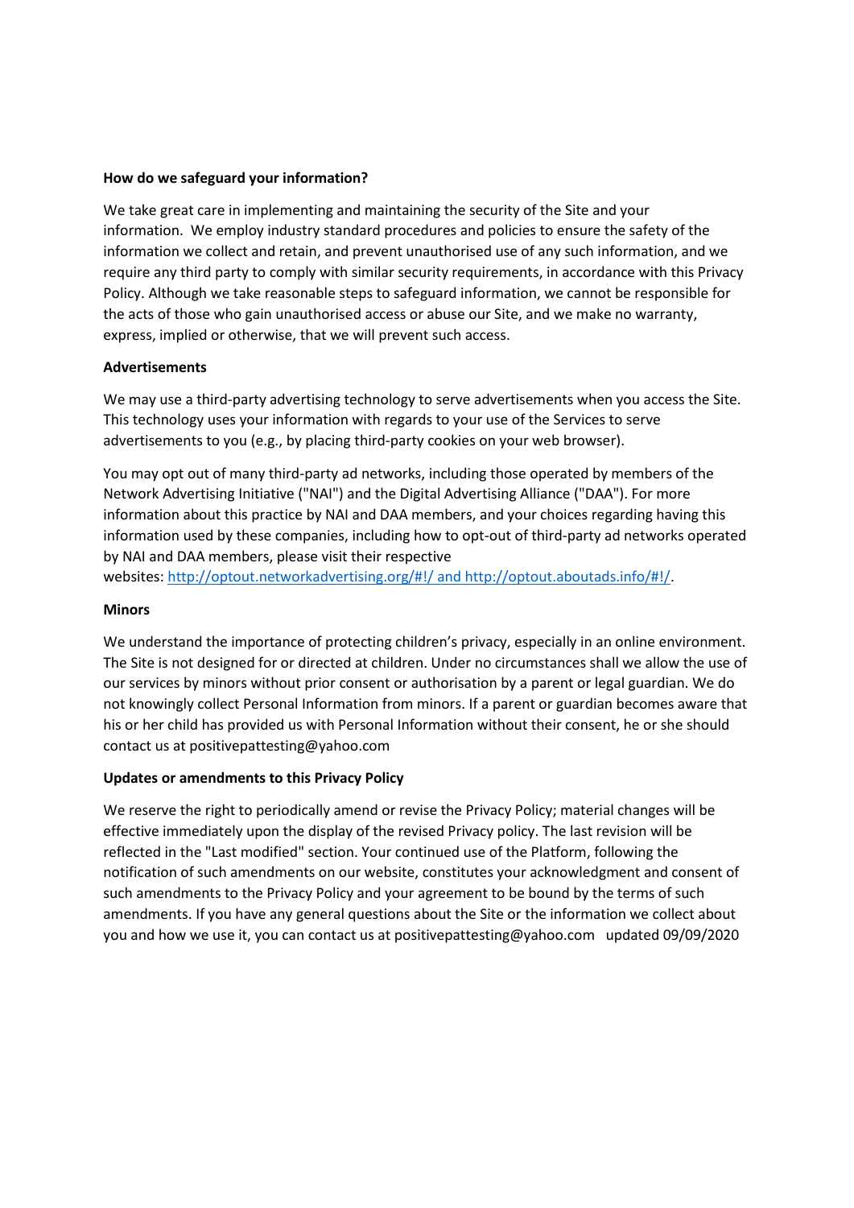**How do we safeguard your information?**

We take great care in implementing and maintaining the security of the Site and your information. We employ industry standard procedures and policies to ensure the safety of the information we collect and retain, and prevent unauthorised use of any such information, and we require any third party to comply with similar security requirements, in accordance with this Privacy Policy. Although we take reasonable steps to safeguard information, we cannot be responsible for the acts of those who gain unauthorised access or abuse our Site, and we make no warranty, express, implied or otherwise, that we will prevent such access.

**Advertisements**

We may use a third-party advertising technology to serve advertisements when you access the Site. This technology uses your information with regards to your use of the Services to serve advertisements to you (e.g., by placing third-party cookies on your web browser).

You may opt out of many third-party ad networks, including those operated by members of the Network Advertising Initiative ("NAI") and the Digital Advertising Alliance ("DAA"). For more information about this practice by NAI and DAA members, and your choices regarding having this information used by these companies, including how to opt-out of third-party ad networks operated by NAI and DAA members, please visit their respective websites: http://optout.networkadvertising.org/#!/ and http://optout.aboutads.info/#!/.

**Minors**

We understand the importance of protecting children's privacy, especially in an online environment. The Site is not designed for or directed at children. Under no circumstances shall we allow the use of our services by minors without prior consent or authorisation by a parent or legal guardian. We do not knowingly collect Personal Information from minors. If a parent or guardian becomes aware that his or her child has provided us with Personal Information without their consent, he or she should contact us at positivepattesting@yahoo.com

**Updates or amendments to this Privacy Policy**

We reserve the right to periodically amend or revise the Privacy Policy; material changes will be effective immediately upon the display of the revised Privacy policy. The last revision will be reflected in the "Last modified" section. Your continued use of the Platform, following the notification of such amendments on our website, constitutes your acknowledgment and consent of such amendments to the Privacy Policy and your agreement to be bound by the terms of such amendments. If you have any general questions about the Site or the information we collect about you and how we use it, you can contact us at positivepattesting@yahoo.com updated 09/09/2020